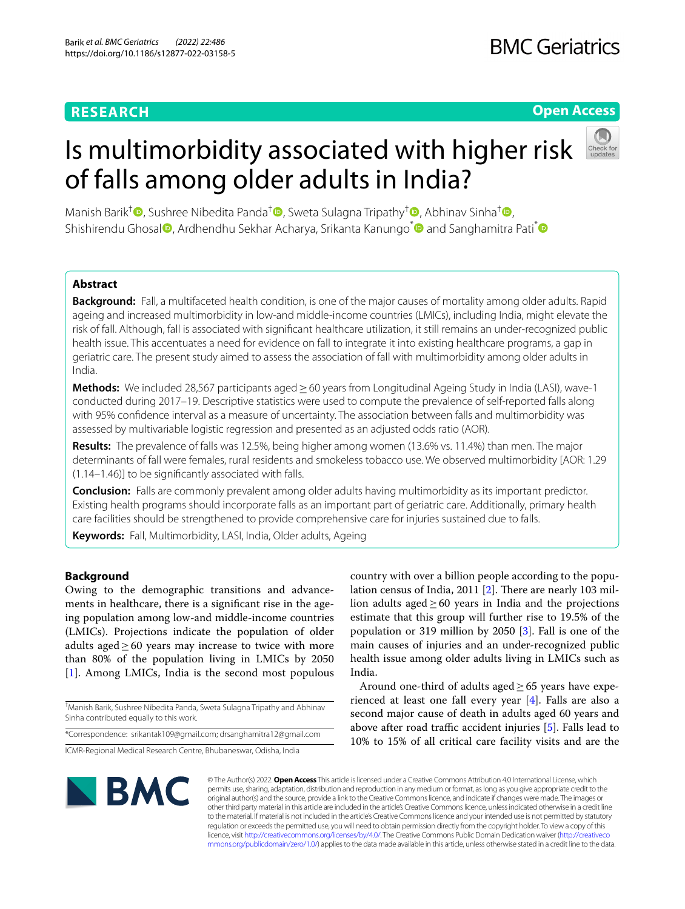RESEARCH

Open Access

# Is multimorbidity associated with higher risk of falls among older adults in India?

Manish Barik†, Sushree Nibedita Panda†, Sweta Sulagna Tripathy†, Abhinav Sinha†, Shishirendu Ghosal, Ardhendhu Sekhar Acharya, Srikanta Kanungo* and Sanghamitra Pati*

## Abstract

**Background:** Fall, a multifaceted health condition, is one of the major causes of mortality among older adults. Rapid ageing and increased multimorbidity in low-and middle-income countries (LMICs), including India, might elevate the risk of fall. Although, fall is associated with significant healthcare utilization, it still remains an under-recognized public health issue. This accentuates a need for evidence on fall to integrate it into existing healthcare programs, a gap in geriatric care. The present study aimed to assess the association of fall with multimorbidity among older adults in India.

**Methods:** We included 28,567 participants aged ≥ 60 years from Longitudinal Ageing Study in India (LASI), wave-1 conducted during 2017–19. Descriptive statistics were used to compute the prevalence of self-reported falls along with 95% confidence interval as a measure of uncertainty. The association between falls and multimorbidity was assessed by multivariable logistic regression and presented as an adjusted odds ratio (AOR).

**Results:** The prevalence of falls was 12.5%, being higher among women (13.6% vs. 11.4%) than men. The major determinants of fall were females, rural residents and smokeless tobacco use. We observed multimorbidity [AOR: 1.29 (1.14–1.46)] to be significantly associated with falls.

**Conclusion:** Falls are commonly prevalent among older adults having multimorbidity as its important predictor. Existing health programs should incorporate falls as an important part of geriatric care. Additionally, primary health care facilities should be strengthened to provide comprehensive care for injuries sustained due to falls.

**Keywords:** Fall, Multimorbidity, LASI, India, Older adults, Ageing

## Background

Owing to the demographic transitions and advancements in healthcare, there is a significant rise in the ageing population among low-and middle-income countries (LMICs). Projections indicate the population of older adults aged ≥ 60 years may increase to twice with more than 80% of the population living in LMICs by 2050 [1]. Among LMICs, India is the second most populous country with over a billion people according to the population census of India, 2011 [2]. There are nearly 103 million adults aged ≥ 60 years in India and the projections estimate that this group will further rise to 19.5% of the population or 319 million by 2050 [3]. Fall is one of the main causes of injuries and an under-recognized public health issue among older adults living in LMICs such as India.

Around one-third of adults aged ≥ 65 years have experienced at least one fall every year [4]. Falls are also a second major cause of death in adults aged 60 years and above after road traffic accident injuries [5]. Falls lead to 10% to 15% of all critical care facility visits and are the

†Manish Barik, Sushree Nibedita Panda, Sweta Sulagna Tripathy and Abhinav Sinha contributed equally to this work.

*Correspondence: srikantak109@gmail.com; drsanghamitra12@gmail.com

ICMR-Regional Medical Research Centre, Bhubaneswar, Odisha, India

© The Author(s) 2022. **Open Access** This article is licensed under a Creative Commons Attribution 4.0 International License, which permits use, sharing, adaptation, distribution and reproduction in any medium or format, as long as you give appropriate credit to the original author(s) and the source, provide a link to the Creative Commons licence, and indicate if changes were made. The images or other third party material in this article are included in the article's Creative Commons licence, unless indicated otherwise in a credit line to the material. If material is not included in the article's Creative Commons licence and your intended use is not permitted by statutory regulation or exceeds the permitted use, you will need to obtain permission directly from the copyright holder. To view a copy of this licence, visit http://creativecommons.org/licenses/by/4.0/. The Creative Commons Public Domain Dedication waiver (http://creativecommons.org/publicdomain/zero/1.0/) applies to the data made available in this article, unless otherwise stated in a credit line to the data.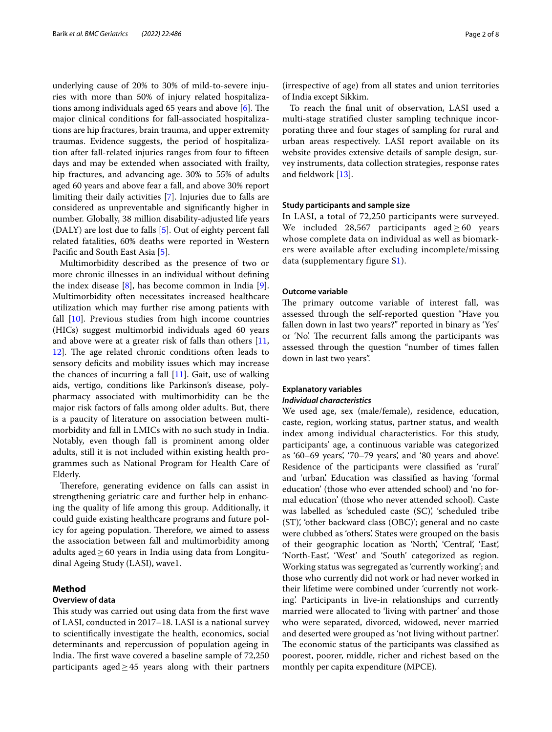underlying cause of 20% to 30% of mild-to-severe injuries with more than 50% of injury related hospitalizations among individuals aged 65 years and above [6]. The major clinical conditions for fall-associated hospitalizations are hip fractures, brain trauma, and upper extremity traumas. Evidence suggests, the period of hospitalization after fall-related injuries ranges from four to fifteen days and may be extended when associated with frailty, hip fractures, and advancing age. 30% to 55% of adults aged 60 years and above fear a fall, and above 30% report limiting their daily activities [7]. Injuries due to falls are considered as unpreventable and significantly higher in number. Globally, 38 million disability-adjusted life years (DALY) are lost due to falls [5]. Out of eighty percent fall related fatalities, 60% deaths were reported in Western Pacific and South East Asia [5].

Multimorbidity described as the presence of two or more chronic illnesses in an individual without defining the index disease [8], has become common in India [9]. Multimorbidity often necessitates increased healthcare utilization which may further rise among patients with fall [10]. Previous studies from high income countries (HICs) suggest multimorbid individuals aged 60 years and above were at a greater risk of falls than others [11, 12]. The age related chronic conditions often leads to sensory deficits and mobility issues which may increase the chances of incurring a fall [11]. Gait, use of walking aids, vertigo, conditions like Parkinson's disease, polypharmacy associated with multimorbidity can be the major risk factors of falls among older adults. But, there is a paucity of literature on association between multimorbidity and fall in LMICs with no such study in India. Notably, even though fall is prominent among older adults, still it is not included within existing health programmes such as National Program for Health Care of Elderly.

Therefore, generating evidence on falls can assist in strengthening geriatric care and further help in enhancing the quality of life among this group. Additionally, it could guide existing healthcare programs and future policy for ageing population. Therefore, we aimed to assess the association between fall and multimorbidity among adults aged ≥ 60 years in India using data from Longitudinal Ageing Study (LASI), wave1.

## Method

### Overview of data

This study was carried out using data from the first wave of LASI, conducted in 2017–18. LASI is a national survey to scientifically investigate the health, economics, social determinants and repercussion of population ageing in India. The first wave covered a baseline sample of 72,250 participants aged ≥ 45 years along with their partners (irrespective of age) from all states and union territories of India except Sikkim.

To reach the final unit of observation, LASI used a multi-stage stratified cluster sampling technique incorporating three and four stages of sampling for rural and urban areas respectively. LASI report available on its website provides extensive details of sample design, survey instruments, data collection strategies, response rates and fieldwork [13].

### Study participants and sample size

In LASI, a total of 72,250 participants were surveyed. We included 28,567 participants aged ≥ 60 years whose complete data on individual as well as biomarkers were available after excluding incomplete/missing data (supplementary figure S1).

### Outcome variable

The primary outcome variable of interest fall, was assessed through the self-reported question "Have you fallen down in last two years?" reported in binary as 'Yes' or 'No'. The recurrent falls among the participants was assessed through the question "number of times fallen down in last two years".

### Explanatory variables

#### *Individual characteristics*

We used age, sex (male/female), residence, education, caste, region, working status, partner status, and wealth index among individual characteristics. For this study, participants' age, a continuous variable was categorized as '60–69 years', '70–79 years', and '80 years and above'. Residence of the participants were classified as 'rural' and 'urban'. Education was classified as having 'formal education' (those who ever attended school) and 'no formal education' (those who never attended school). Caste was labelled as 'scheduled caste (SC)', 'scheduled tribe (ST)', 'other backward class (OBC)'; general and no caste were clubbed as 'others'. States were grouped on the basis of their geographic location as 'North', 'Central', 'East', 'North-East', 'West' and 'South' categorized as region. Working status was segregated as 'currently working'; and those who currently did not work or had never worked in their lifetime were combined under 'currently not working'. Participants in live-in relationships and currently married were allocated to 'living with partner' and those who were separated, divorced, widowed, never married and deserted were grouped as 'not living without partner'. The economic status of the participants was classified as poorest, poorer, middle, richer and richest based on the monthly per capita expenditure (MPCE).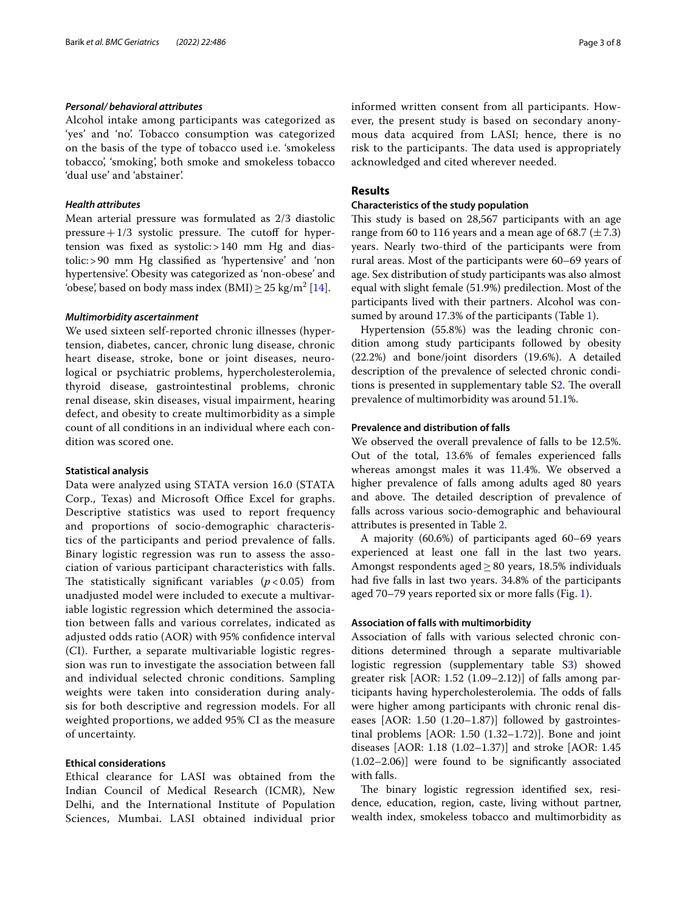#### *Personal/ behavioral attributes*

Alcohol intake among participants was categorized as 'yes' and 'no'. Tobacco consumption was categorized on the basis of the type of tobacco used i.e. 'smokeless tobacco', 'smoking', both smoke and smokeless tobacco 'dual use' and 'abstainer'.

#### *Health attributes*

Mean arterial pressure was formulated as 2/3 diastolic pressure + 1/3 systolic pressure. The cutoff for hypertension was fixed as systolic: > 140 mm Hg and diastolic: > 90 mm Hg classified as 'hypertensive' and 'non hypertensive'. Obesity was categorized as 'non-obese' and 'obese', based on body mass index (BMI) ≥ 25 kg/m$^2$ [14].

#### *Multimorbidity ascertainment*

We used sixteen self-reported chronic illnesses (hypertension, diabetes, cancer, chronic lung disease, chronic heart disease, stroke, bone or joint diseases, neurological or psychiatric problems, hypercholesterolemia, thyroid disease, gastrointestinal problems, chronic renal disease, skin diseases, visual impairment, hearing defect, and obesity to create multimorbidity as a simple count of all conditions in an individual where each condition was scored one.

### Statistical analysis

Data were analyzed using STATA version 16.0 (STATA Corp., Texas) and Microsoft Office Excel for graphs. Descriptive statistics was used to report frequency and proportions of socio-demographic characteristics of the participants and period prevalence of falls. Binary logistic regression was run to assess the association of various participant characteristics with falls. The statistically significant variables ($p < 0.05$) from unadjusted model were included to execute a multivariable logistic regression which determined the association between falls and various correlates, indicated as adjusted odds ratio (AOR) with 95% confidence interval (CI). Further, a separate multivariable logistic regression was run to investigate the association between fall and individual selected chronic conditions. Sampling weights were taken into consideration during analysis for both descriptive and regression models. For all weighted proportions, we added 95% CI as the measure of uncertainty.

### Ethical considerations

Ethical clearance for LASI was obtained from the Indian Council of Medical Research (ICMR), New Delhi, and the International Institute of Population Sciences, Mumbai. LASI obtained individual prior informed written consent from all participants. However, the present study is based on secondary anonymous data acquired from LASI; hence, there is no risk to the participants. The data used is appropriately acknowledged and cited wherever needed.

## Results

### Characteristics of the study population

This study is based on 28,567 participants with an age range from 60 to 116 years and a mean age of 68.7 (±7.3) years. Nearly two-third of the participants were from rural areas. Most of the participants were 60–69 years of age. Sex distribution of study participants was also almost equal with slight female (51.9%) predilection. Most of the participants lived with their partners. Alcohol was consumed by around 17.3% of the participants (Table 1).

Hypertension (55.8%) was the leading chronic condition among study participants followed by obesity (22.2%) and bone/joint disorders (19.6%). A detailed description of the prevalence of selected chronic conditions is presented in supplementary table S2. The overall prevalence of multimorbidity was around 51.1%.

### Prevalence and distribution of falls

We observed the overall prevalence of falls to be 12.5%. Out of the total, 13.6% of females experienced falls whereas amongst males it was 11.4%. We observed a higher prevalence of falls among adults aged 80 years and above. The detailed description of prevalence of falls across various socio-demographic and behavioural attributes is presented in Table 2.

A majority (60.6%) of participants aged 60–69 years experienced at least one fall in the last two years. Amongst respondents aged ≥ 80 years, 18.5% individuals had five falls in last two years. 34.8% of the participants aged 70–79 years reported six or more falls (Fig. 1).

### Association of falls with multimorbidity

Association of falls with various selected chronic conditions determined through a separate multivariable logistic regression (supplementary table S3) showed greater risk [AOR: 1.52 (1.09–2.12)] of falls among participants having hypercholesterolemia. The odds of falls were higher among participants with chronic renal diseases [AOR: 1.50 (1.20–1.87)] followed by gastrointestinal problems [AOR: 1.50 (1.32–1.72)]. Bone and joint diseases [AOR: 1.18 (1.02–1.37)] and stroke [AOR: 1.45 (1.02–2.06)] were found to be significantly associated with falls.

The binary logistic regression identified sex, residence, education, region, caste, living without partner, wealth index, smokeless tobacco and multimorbidity as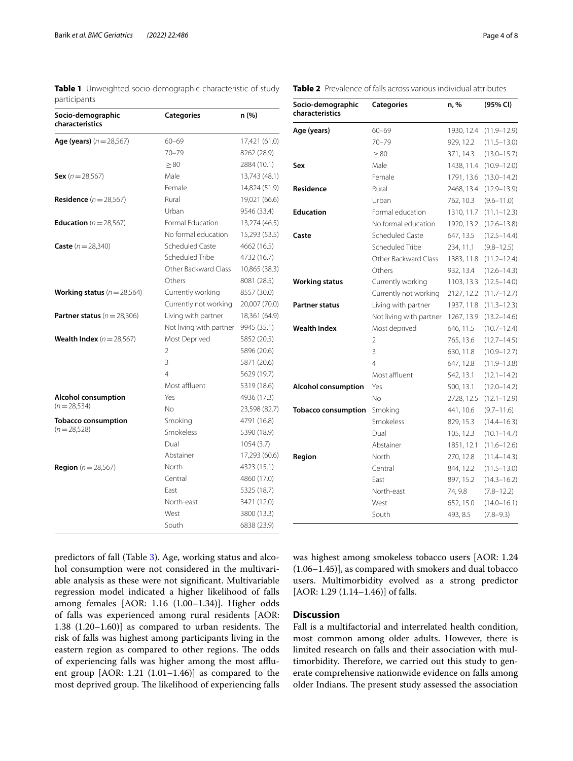**Table 1** Unweighted socio-demographic characteristic of study participants

| Socio-demographic characteristics | Categories | n (%) |
|---|---|---|
| **Age (years)** ($n = 28,567$) | 60–69 | 17,421 (61.0) |
| | 70–79 | 8262 (28.9) |
| | ≥ 80 | 2884 (10.1) |
| **Sex** ($n = 28,567$) | Male | 13,743 (48.1) |
| | Female | 14,824 (51.9) |
| **Residence** ($n = 28,567$) | Rural | 19,021 (66.6) |
| | Urban | 9546 (33.4) |
| **Education** ($n = 28,567$) | Formal Education | 13,274 (46.5) |
| | No formal education | 15,293 (53.5) |
| **Caste** ($n = 28,340$) | Scheduled Caste | 4662 (16.5) |
| | Scheduled Tribe | 4732 (16.7) |
| | Other Backward Class | 10,865 (38.3) |
| | Others | 8081 (28.5) |
| **Working status** ($n = 28,564$) | Currently working | 8557 (30.0) |
| | Currently not working | 20,007 (70.0) |
| **Partner status** ($n = 28,306$) | Living with partner | 18,361 (64.9) |
| | Not living with partner | 9945 (35.1) |
| **Wealth Index** ($n = 28,567$) | Most Deprived | 5852 (20.5) |
| | 2 | 5896 (20.6) |
| | 3 | 5871 (20.6) |
| | 4 | 5629 (19.7) |
| | Most affluent | 5319 (18.6) |
| **Alcohol consumption** ($n = 28,534$) | Yes | 4936 (17.3) |
| | No | 23,598 (82.7) |
| **Tobacco consumption** ($n = 28,528$) | Smoking | 4791 (16.8) |
| | Smokeless | 5390 (18.9) |
| | Dual | 1054 (3.7) |
| | Abstainer | 17,293 (60.6) |
| **Region** ($n = 28,567$) | North | 4323 (15.1) |
| | Central | 4860 (17.0) |
| | East | 5325 (18.7) |
| | North-east | 3421 (12.0) |
| | West | 3800 (13.3) |
| | South | 6838 (23.9) |

**Table 2** Prevalence of falls across various individual attributes

| Socio-demographic characteristics | Categories | n, % | (95% CI) |
|---|---|---|---|
| **Age (years)** | 60–69 | 1930, 12.4 | (11.9–12.9) |
| | 70–79 | 929, 12.2 | (11.5–13.0) |
| | ≥ 80 | 371, 14.3 | (13.0–15.7) |
| **Sex** | Male | 1438, 11.4 | (10.9–12.0) |
| | Female | 1791, 13.6 | (13.0–14.2) |
| **Residence** | Rural | 2468, 13.4 | (12.9–13.9) |
| | Urban | 762, 10.3 | (9.6–11.0) |
| **Education** | Formal education | 1310, 11.7 | (11.1–12.3) |
| | No formal education | 1920, 13.2 | (12.6–13.8) |
| **Caste** | Scheduled Caste | 647, 13.5 | (12.5–14.4) |
| | Scheduled Tribe | 234, 11.1 | (9.8–12.5) |
| | Other Backward Class | 1383, 11.8 | (11.2–12.4) |
| | Others | 932, 13.4 | (12.6–14.3) |
| **Working status** | Currently working | 1103, 13.3 | (12.5–14.0) |
| | Currently not working | 2127, 12.2 | (11.7–12.7) |
| **Partner status** | Living with partner | 1937, 11.8 | (11.3–12.3) |
| | Not living with partner | 1267, 13.9 | (13.2–14.6) |
| **Wealth Index** | Most deprived | 646, 11.5 | (10.7–12.4) |
| | 2 | 765, 13.6 | (12.7–14.5) |
| | 3 | 630, 11.8 | (10.9–12.7) |
| | 4 | 647, 12.8 | (11.9–13.8) |
| | Most affluent | 542, 13.1 | (12.1–14.2) |
| **Alcohol consumption** | Yes | 500, 13.1 | (12.0–14.2) |
| | No | 2728, 12.5 | (12.1–12.9) |
| **Tobacco consumption** | Smoking | 441, 10.6 | (9.7–11.6) |
| | Smokeless | 829, 15.3 | (14.4–16.3) |
| | Dual | 105, 12.3 | (10.1–14.7) |
| | Abstainer | 1851, 12.1 | (11.6–12.6) |
| **Region** | North | 270, 12.8 | (11.4–14.3) |
| | Central | 844, 12.2 | (11.5–13.0) |
| | East | 897, 15.2 | (14.3–16.2) |
| | North-east | 74, 9.8 | (7.8–12.2) |
| | West | 652, 15.0 | (14.0–16.1) |
| | South | 493, 8.5 | (7.8–9.3) |

predictors of fall (Table 3). Age, working status and alcohol consumption were not considered in the multivariable analysis as these were not significant. Multivariable regression model indicated a higher likelihood of falls among females [AOR: 1.16 (1.00–1.34)]. Higher odds of falls was experienced among rural residents [AOR: 1.38 (1.20–1.60)] as compared to urban residents. The risk of falls was highest among participants living in the eastern region as compared to other regions. The odds of experiencing falls was higher among the most affluent group [AOR: 1.21 (1.01–1.46)] as compared to the most deprived group. The likelihood of experiencing falls was highest among smokeless tobacco users [AOR: 1.24 (1.06–1.45)], as compared with smokers and dual tobacco users. Multimorbidity evolved as a strong predictor [AOR: 1.29 (1.14–1.46)] of falls.

## Discussion

Fall is a multifactorial and interrelated health condition, most common among older adults. However, there is limited research on falls and their association with multimorbidity. Therefore, we carried out this study to generate comprehensive nationwide evidence on falls among older Indians. The present study assessed the association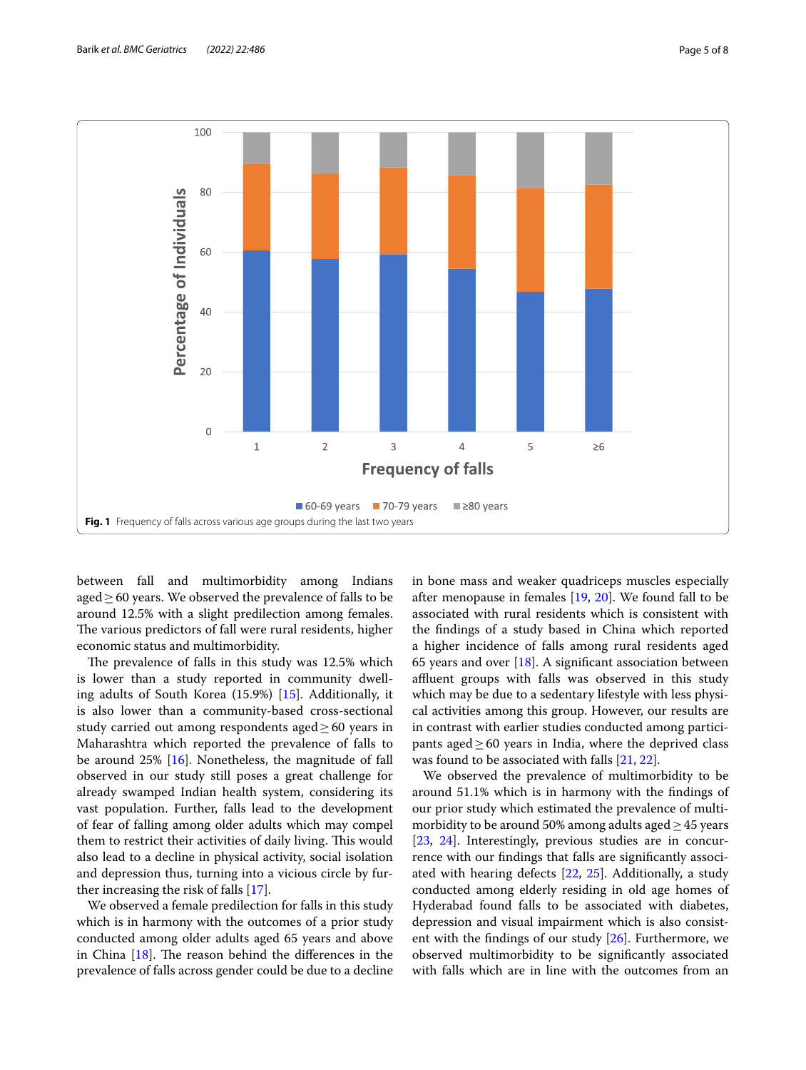Fig. 1 Frequency of falls across various age groups during the last two years

between fall and multimorbidity among Indians aged ≥ 60 years. We observed the prevalence of falls to be around 12.5% with a slight predilection among females. The various predictors of fall were rural residents, higher economic status and multimorbidity.

The prevalence of falls in this study was 12.5% which is lower than a study reported in community dwelling adults of South Korea (15.9%) [15]. Additionally, it is also lower than a community-based cross-sectional study carried out among respondents aged ≥ 60 years in Maharashtra which reported the prevalence of falls to be around 25% [16]. Nonetheless, the magnitude of fall observed in our study still poses a great challenge for already swamped Indian health system, considering its vast population. Further, falls lead to the development of fear of falling among older adults which may compel them to restrict their activities of daily living. This would also lead to a decline in physical activity, social isolation and depression thus, turning into a vicious circle by further increasing the risk of falls [17].

We observed a female predilection for falls in this study which is in harmony with the outcomes of a prior study conducted among older adults aged 65 years and above in China [18]. The reason behind the differences in the prevalence of falls across gender could be due to a decline in bone mass and weaker quadriceps muscles especially after menopause in females [19, 20]. We found fall to be associated with rural residents which is consistent with the findings of a study based in China which reported a higher incidence of falls among rural residents aged 65 years and over [18]. A significant association between affluent groups with falls was observed in this study which may be due to a sedentary lifestyle with less physical activities among this group. However, our results are in contrast with earlier studies conducted among participants aged ≥ 60 years in India, where the deprived class was found to be associated with falls [21, 22].

We observed the prevalence of multimorbidity to be around 51.1% which is in harmony with the findings of our prior study which estimated the prevalence of multimorbidity to be around 50% among adults aged ≥ 45 years [23, 24]. Interestingly, previous studies are in concurrence with our findings that falls are significantly associated with hearing defects [22, 25]. Additionally, a study conducted among elderly residing in old age homes of Hyderabad found falls to be associated with diabetes, depression and visual impairment which is also consistent with the findings of our study [26]. Furthermore, we observed multimorbidity to be significantly associated with falls which are in line with the outcomes from an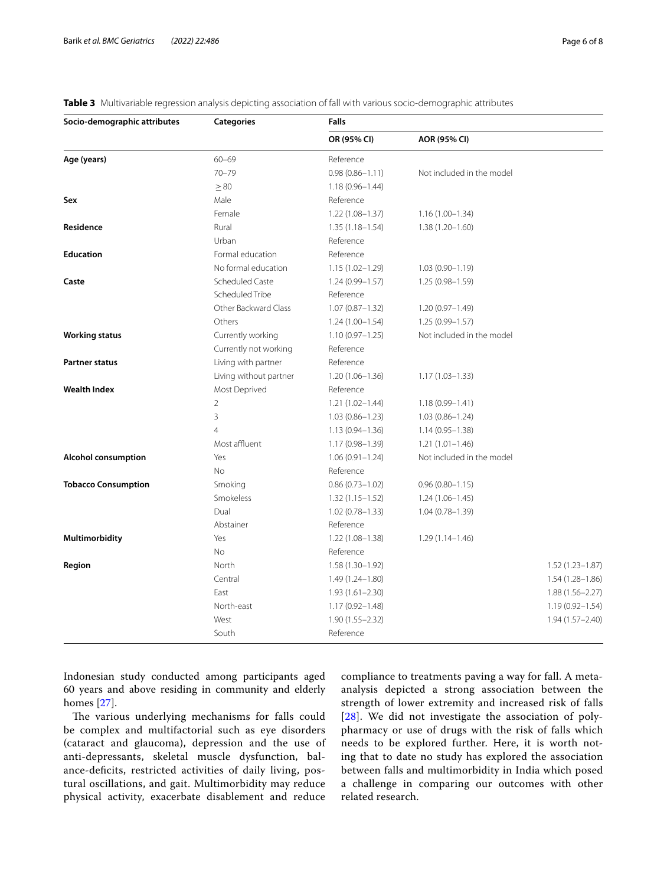**Table 3** Multivariable regression analysis depicting association of fall with various socio-demographic attributes

| Socio-demographic attributes | Categories | Falls | | |
|---|---|---|---|---|
| | | OR (95% CI) | AOR (95% CI) | |
| **Age (years)** | 60–69 | Reference | | |
| | 70–79 | 0.98 (0.86–1.11) | Not included in the model | |
| | ≥ 80 | 1.18 (0.96–1.44) | | |
| **Sex** | Male | Reference | | |
| | Female | 1.22 (1.08–1.37) | 1.16 (1.00–1.34) | |
| **Residence** | Rural | 1.35 (1.18–1.54) | 1.38 (1.20–1.60) | |
| | Urban | Reference | | |
| **Education** | Formal education | Reference | | |
| | No formal education | 1.15 (1.02–1.29) | 1.03 (0.90–1.19) | |
| **Caste** | Scheduled Caste | 1.24 (0.99–1.57) | 1.25 (0.98–1.59) | |
| | Scheduled Tribe | Reference | | |
| | Other Backward Class | 1.07 (0.87–1.32) | 1.20 (0.97–1.49) | |
| | Others | 1.24 (1.00–1.54) | 1.25 (0.99–1.57) | |
| **Working status** | Currently working | 1.10 (0.97–1.25) | Not included in the model | |
| | Currently not working | Reference | | |
| **Partner status** | Living with partner | Reference | | |
| | Living without partner | 1.20 (1.06–1.36) | 1.17 (1.03–1.33) | |
| **Wealth Index** | Most Deprived | Reference | | |
| | 2 | 1.21 (1.02–1.44) | 1.18 (0.99–1.41) | |
| | 3 | 1.03 (0.86–1.23) | 1.03 (0.86–1.24) | |
| | 4 | 1.13 (0.94–1.36) | 1.14 (0.95–1.38) | |
| | Most affluent | 1.17 (0.98–1.39) | 1.21 (1.01–1.46) | |
| **Alcohol consumption** | Yes | 1.06 (0.91–1.24) | Not included in the model | |
| | No | Reference | | |
| **Tobacco Consumption** | Smoking | 0.86 (0.73–1.02) | 0.96 (0.80–1.15) | |
| | Smokeless | 1.32 (1.15–1.52) | 1.24 (1.06–1.45) | |
| | Dual | 1.02 (0.78–1.33) | 1.04 (0.78–1.39) | |
| | Abstainer | Reference | | |
| **Multimorbidity** | Yes | 1.22 (1.08–1.38) | 1.29 (1.14–1.46) | |
| | No | Reference | | |
| **Region** | North | 1.58 (1.30–1.92) | | 1.52 (1.23–1.87) |
| | Central | 1.49 (1.24–1.80) | | 1.54 (1.28–1.86) |
| | East | 1.93 (1.61–2.30) | | 1.88 (1.56–2.27) |
| | North-east | 1.17 (0.92–1.48) | | 1.19 (0.92–1.54) |
| | West | 1.90 (1.55–2.32) | | 1.94 (1.57–2.40) |
| | South | Reference | | |

Indonesian study conducted among participants aged 60 years and above residing in community and elderly homes [27].

The various underlying mechanisms for falls could be complex and multifactorial such as eye disorders (cataract and glaucoma), depression and the use of anti-depressants, skeletal muscle dysfunction, balance-deficits, restricted activities of daily living, postural oscillations, and gait. Multimorbidity may reduce physical activity, exacerbate disablement and reduce compliance to treatments paving a way for fall. A meta-analysis depicted a strong association between the strength of lower extremity and increased risk of falls [28]. We did not investigate the association of polypharmacy or use of drugs with the risk of falls which needs to be explored further. Here, it is worth noting that to date no study has explored the association between falls and multimorbidity in India which posed a challenge in comparing our outcomes with other related research.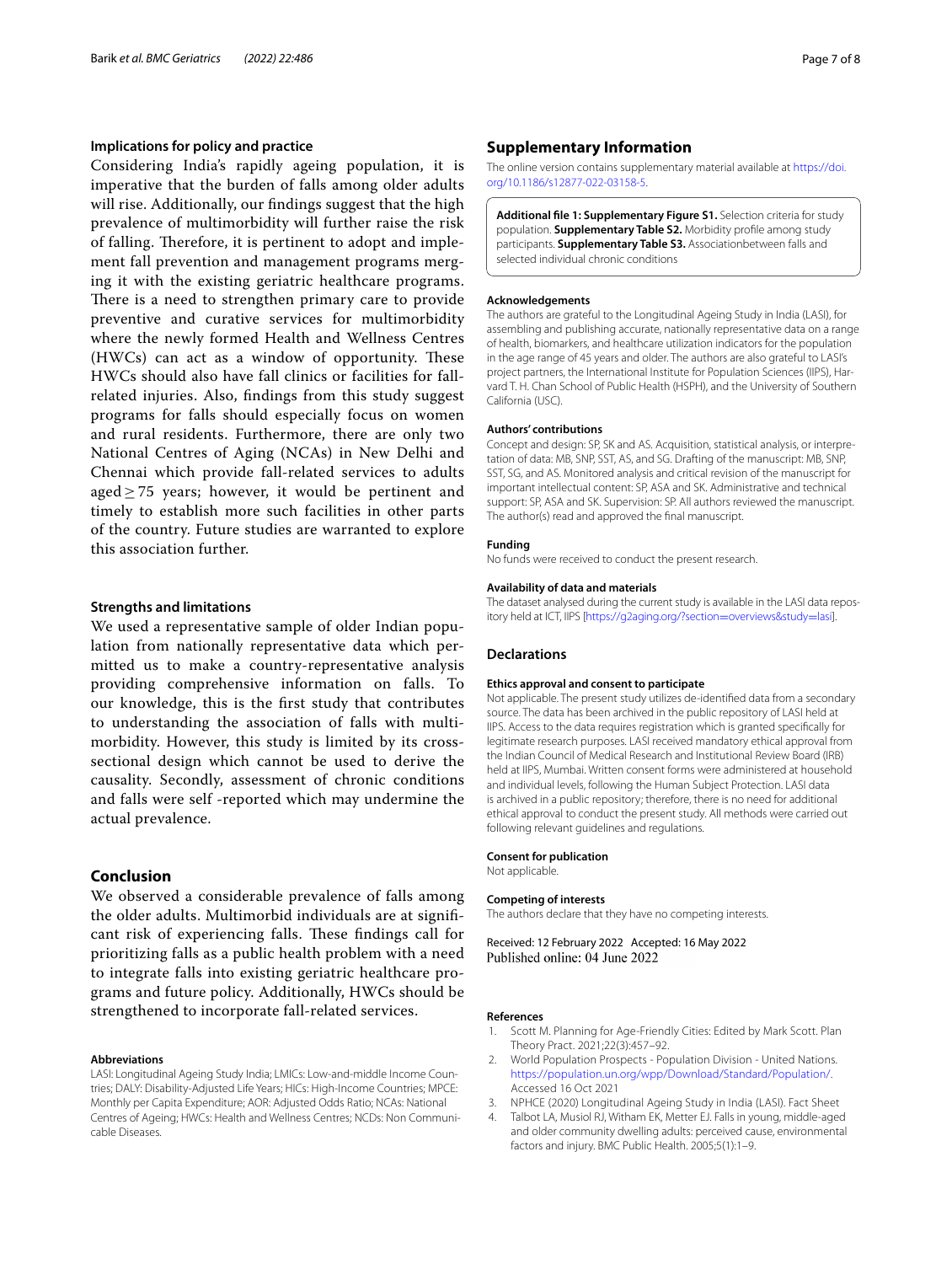### Implications for policy and practice

Considering India's rapidly ageing population, it is imperative that the burden of falls among older adults will rise. Additionally, our findings suggest that the high prevalence of multimorbidity will further raise the risk of falling. Therefore, it is pertinent to adopt and implement fall prevention and management programs merging it with the existing geriatric healthcare programs. There is a need to strengthen primary care to provide preventive and curative services for multimorbidity where the newly formed Health and Wellness Centres (HWCs) can act as a window of opportunity. These HWCs should also have fall clinics or facilities for fall-related injuries. Also, findings from this study suggest programs for falls should especially focus on women and rural residents. Furthermore, there are only two National Centres of Aging (NCAs) in New Delhi and Chennai which provide fall-related services to adults aged $\geq$ 75 years; however, it would be pertinent and timely to establish more such facilities in other parts of the country. Future studies are warranted to explore this association further.

### Strengths and limitations

We used a representative sample of older Indian population from nationally representative data which permitted us to make a country-representative analysis providing comprehensive information on falls. To our knowledge, this is the first study that contributes to understanding the association of falls with multimorbidity. However, this study is limited by its cross-sectional design which cannot be used to derive the causality. Secondly, assessment of chronic conditions and falls were self -reported which may undermine the actual prevalence.

## Conclusion

We observed a considerable prevalence of falls among the older adults. Multimorbid individuals are at significant risk of experiencing falls. These findings call for prioritizing falls as a public health problem with a need to integrate falls into existing geriatric healthcare programs and future policy. Additionally, HWCs should be strengthened to incorporate fall-related services.

#### Abbreviations

LASI: Longitudinal Ageing Study India; LMICs: Low-and-middle Income Countries; DALY: Disability-Adjusted Life Years; HICs: High-Income Countries; MPCE: Monthly per Capita Expenditure; AOR: Adjusted Odds Ratio; NCAs: National Centres of Ageing; HWCs: Health and Wellness Centres; NCDs: Non Communicable Diseases.

## Supplementary Information

The online version contains supplementary material available at https://doi.org/10.1186/s12877-022-03158-5.

**Additional file 1: Supplementary Figure S1.** Selection criteria for study population. **Supplementary Table S2.** Morbidity profile among study participants. **Supplementary Table S3.** Associationbetween falls and selected individual chronic conditions

#### Acknowledgements

The authors are grateful to the Longitudinal Ageing Study in India (LASI), for assembling and publishing accurate, nationally representative data on a range of health, biomarkers, and healthcare utilization indicators for the population in the age range of 45 years and older. The authors are also grateful to LASI's project partners, the International Institute for Population Sciences (IIPS), Harvard T. H. Chan School of Public Health (HSPH), and the University of Southern California (USC).

#### Authors' contributions

Concept and design: SP, SK and AS. Acquisition, statistical analysis, or interpretation of data: MB, SNP, SST, AS, and SG. Drafting of the manuscript: MB, SNP, SST, SG, and AS. Monitored analysis and critical revision of the manuscript for important intellectual content: SP, ASA and SK. Administrative and technical support: SP, ASA and SK. Supervision: SP. All authors reviewed the manuscript. The author(s) read and approved the final manuscript.

#### Funding

No funds were received to conduct the present research.

#### Availability of data and materials

The dataset analysed during the current study is available in the LASI data repository held at ICT, IIPS [https://g2aging.org/?section=overviews&study=lasi].

### Declarations

#### Ethics approval and consent to participate

Not applicable. The present study utilizes de-identified data from a secondary source. The data has been archived in the public repository of LASI held at IIPS. Access to the data requires registration which is granted specifically for legitimate research purposes. LASI received mandatory ethical approval from the Indian Council of Medical Research and Institutional Review Board (IRB) held at IIPS, Mumbai. Written consent forms were administered at household and individual levels, following the Human Subject Protection. LASI data is archived in a public repository; therefore, there is no need for additional ethical approval to conduct the present study. All methods were carried out following relevant guidelines and regulations.

#### Consent for publication

Not applicable.

#### Competing of interests

The authors declare that they have no competing interests.

Received: 12 February 2022 Accepted: 16 May 2022
Published online: 04 June 2022

#### References

1. Scott M. Planning for Age-Friendly Cities: Edited by Mark Scott. Plan Theory Pract. 2021;22(3):457–92.
2. World Population Prospects - Population Division - United Nations. https://population.un.org/wpp/Download/Standard/Population/. Accessed 16 Oct 2021
3. NPHCE (2020) Longitudinal Ageing Study in India (LASI). Fact Sheet
4. Talbot LA, Musiol RJ, Witham EK, Metter EJ. Falls in young, middle-aged and older community dwelling adults: perceived cause, environmental factors and injury. BMC Public Health. 2005;5(1):1–9.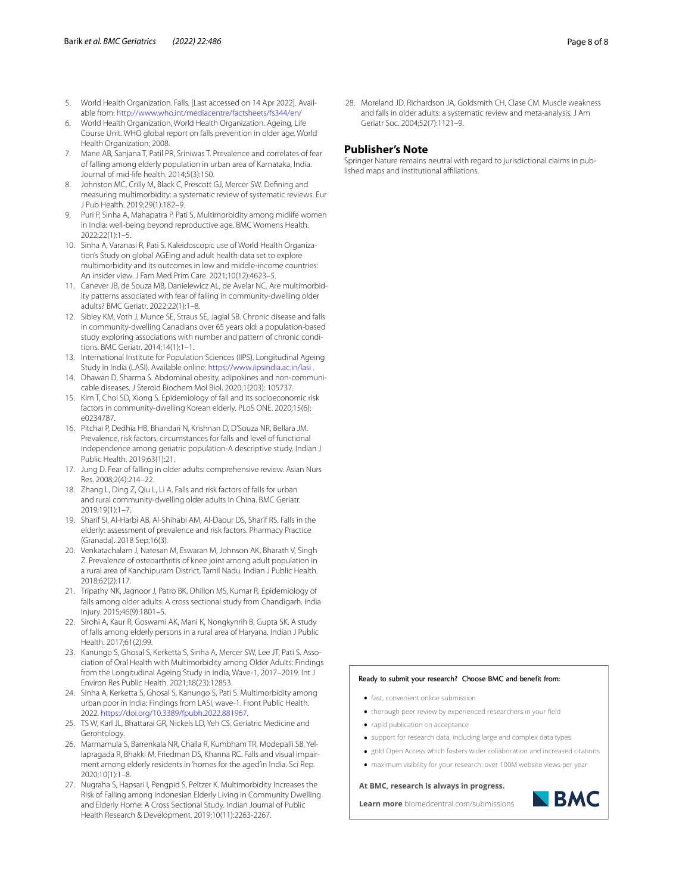5. World Health Organization. Falls. [Last accessed on 14 Apr 2022]. Available from: http://www.who.int/mediacentre/factsheets/fs344/en/
6. World Health Organization, World Health Organization. Ageing, Life Course Unit. WHO global report on falls prevention in older age. World Health Organization; 2008.
7. Mane AB, Sanjana T, Patil PR, Sriniwas T. Prevalence and correlates of fear of falling among elderly population in urban area of Karnataka, India. Journal of mid-life health. 2014;5(3):150.
8. Johnston MC, Crilly M, Black C, Prescott GJ, Mercer SW. Defining and measuring multimorbidity: a systematic review of systematic reviews. Eur J Pub Health. 2019;29(1):182–9.
9. Puri P, Sinha A, Mahapatra P, Pati S. Multimorbidity among midlife women in India: well-being beyond reproductive age. BMC Womens Health. 2022;22(1):1–5.
10. Sinha A, Varanasi R, Pati S. Kaleidoscopic use of World Health Organization's Study on global AGEing and adult health data set to explore multimorbidity and its outcomes in low and middle-income countries: An insider view. J Fam Med Prim Care. 2021;10(12):4623–5.
11. Canever JB, de Souza MB, Danielewicz AL, de Avelar NC. Are multimorbidity patterns associated with fear of falling in community-dwelling older adults? BMC Geriatr. 2022;22(1):1–8.
12. Sibley KM, Voth J, Munce SE, Straus SE, Jaglal SB. Chronic disease and falls in community-dwelling Canadians over 65 years old: a population-based study exploring associations with number and pattern of chronic conditions. BMC Geriat. 2014;14(1):1–1.
13. International Institute for Population Sciences (IIPS). Longitudinal Ageing Study in India (LASI). Available online: https://www.iipsindia.ac.in/lasi .
14. Dhawan D, Sharma S. Abdominal obesity, adipokines and non-communicable diseases. J Steroid Biochem Mol Biol. 2020;1(203): 105737.
15. Kim T, Choi SD, Xiong S. Epidemiology of fall and its socioeconomic risk factors in community-dwelling Korean elderly. PLoS ONE. 2020;15(6): e0234787.
16. Pitchai P, Dedhia HB, Bhandari N, Krishnan D, D'Souza NR, Bellara JM. Prevalence, risk factors, circumstances for falls and level of functional independence among geriatric population-A descriptive study. Indian J Public Health. 2019;63(1):21.
17. Jung D. Fear of falling in older adults: comprehensive review. Asian Nurs Res. 2008;2(4):214–22.
18. Zhang L, Ding Z, Qiu L, Li A. Falls and risk factors of falls for urban and rural community-dwelling older adults in China. BMC Geriatr. 2019;19(1):1–7.
19. Sharif SI, Al-Harbi AB, Al-Shihabi AM, Al-Daour DS, Sharif RS. Falls in the elderly: assessment of prevalence and risk factors. Pharmacy Practice (Granada). 2018 Sep;16(3).
20. Venkatachalam J, Natesan M, Eswaran M, Johnson AK, Bharath V, Singh Z. Prevalence of osteoarthritis of knee joint among adult population in a rural area of Kanchipuram District, Tamil Nadu. Indian J Public Health. 2018;62(2):117.
21. Tripathy NK, Jagnoor J, Patro BK, Dhillon MS, Kumar R. Epidemiology of falls among older adults: A cross sectional study from Chandigarh. India Injury. 2015;46(9):1801–5.
22. Sirohi A, Kaur R, Goswami AK, Mani K, Nongkynrih B, Gupta SK. A study of falls among elderly persons in a rural area of Haryana. Indian J Public Health. 2017;61(2):99.
23. Kanungo S, Ghosal S, Kerketta S, Sinha A, Mercer SW, Lee JT, Pati S. Association of Oral Health with Multimorbidity among Older Adults: Findings from the Longitudinal Ageing Study in India, Wave-1, 2017–2019. Int J Environ Res Public Health. 2021;18(23):12853.
24. Sinha A, Kerketta S, Ghosal S, Kanungo S, Pati S. Multimorbidity among urban poor in India: Findings from LASI, wave-1. Front Public Health. 2022. https://doi.org/10.3389/fpubh.2022.881967.
25. TS W, Karl JL, Bhattarai GR, Nickels LD, Yeh CS. Geriatric Medicine and Gerontology.
26. Marmamula S, Barrenkala NR, Challa R, Kumbham TR, Modepalli SB, Yellapragada R, Bhakki M, Friedman DS, Khanna RC. Falls and visual impairment among elderly residents in 'homes for the aged'in India. Sci Rep. 2020;10(1):1–8.
27. Nugraha S, Hapsari I, Pengpid S, Peltzer K. Multimorbidity Increases the Risk of Falling among Indonesian Elderly Living in Community Dwelling and Elderly Home: A Cross Sectional Study. Indian Journal of Public Health Research & Development. 2019;10(11):2263-2267.
28. Moreland JD, Richardson JA, Goldsmith CH, Clase CM. Muscle weakness and falls in older adults: a systematic review and meta-analysis. J Am Geriatr Soc. 2004;52(7):1121–9.

## Publisher's Note

Springer Nature remains neutral with regard to jurisdictional claims in published maps and institutional affiliations.

Ready to submit your research? Choose BMC and benefit from:

- fast, convenient online submission
- thorough peer review by experienced researchers in your field
- rapid publication on acceptance
- support for research data, including large and complex data types
- gold Open Access which fosters wider collaboration and increased citations
- maximum visibility for your research: over 100M website views per year

**At BMC, research is always in progress.**

**Learn more** biomedcentral.com/submissions